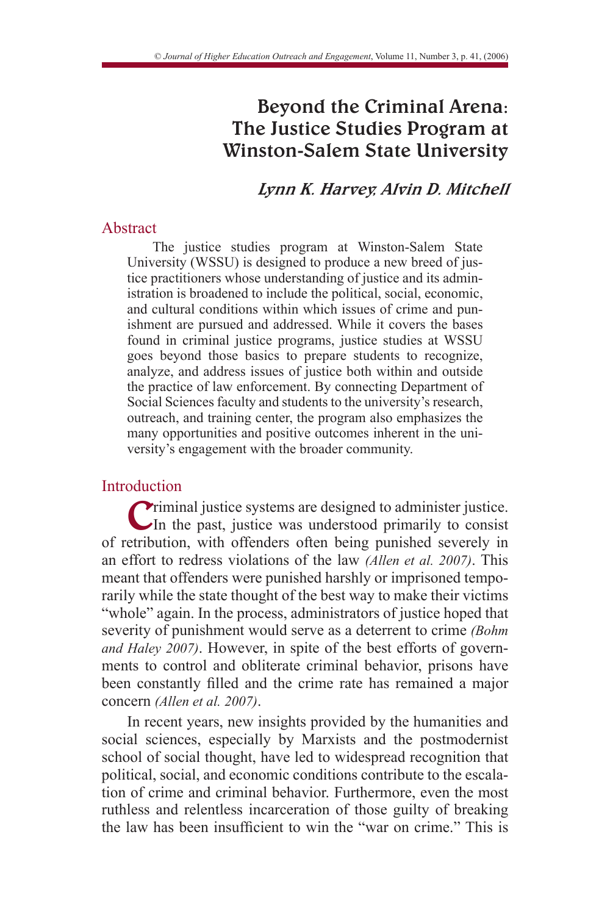# Beyond the Criminal Arena: The Justice Studies Program at Winston-Salem State University

*Lynn K. Harvey, Alvin D. Mitchell*

## Abstract

The justice studies program at Winston-Salem State University (WSSU) is designed to produce a new breed of justice practitioners whose understanding of justice and its administration is broadened to include the political, social, economic, and cultural conditions within which issues of crime and punishment are pursued and addressed. While it covers the bases found in criminal justice programs, justice studies at WSSU goes beyond those basics to prepare students to recognize, analyze, and address issues of justice both within and outside the practice of law enforcement. By connecting Department of Social Sciences faculty and students to the university's research, outreach, and training center, the program also emphasizes the many opportunities and positive outcomes inherent in the university's engagement with the broader community.

## Introduction

Criminal justice systems are designed to administer justice. In the past, justice was understood primarily to consist of retribution, with offenders often being punished severely in an effort to redress violations of the law *(Allen et al. 2007)*. This meant that offenders were punished harshly or imprisoned temporarily while the state thought of the best way to make their victims "whole" again. In the process, administrators of justice hoped that severity of punishment would serve as a deterrent to crime *(Bohm and Haley 2007)*. However, in spite of the best efforts of governments to control and obliterate criminal behavior, prisons have been constantly filled and the crime rate has remained a major concern *(Allen et al. 2007)*.

In recent years, new insights provided by the humanities and social sciences, especially by Marxists and the postmodernist school of social thought, have led to widespread recognition that political, social, and economic conditions contribute to the escalation of crime and criminal behavior. Furthermore, even the most ruthless and relentless incarceration of those guilty of breaking the law has been insufficient to win the "war on crime." This is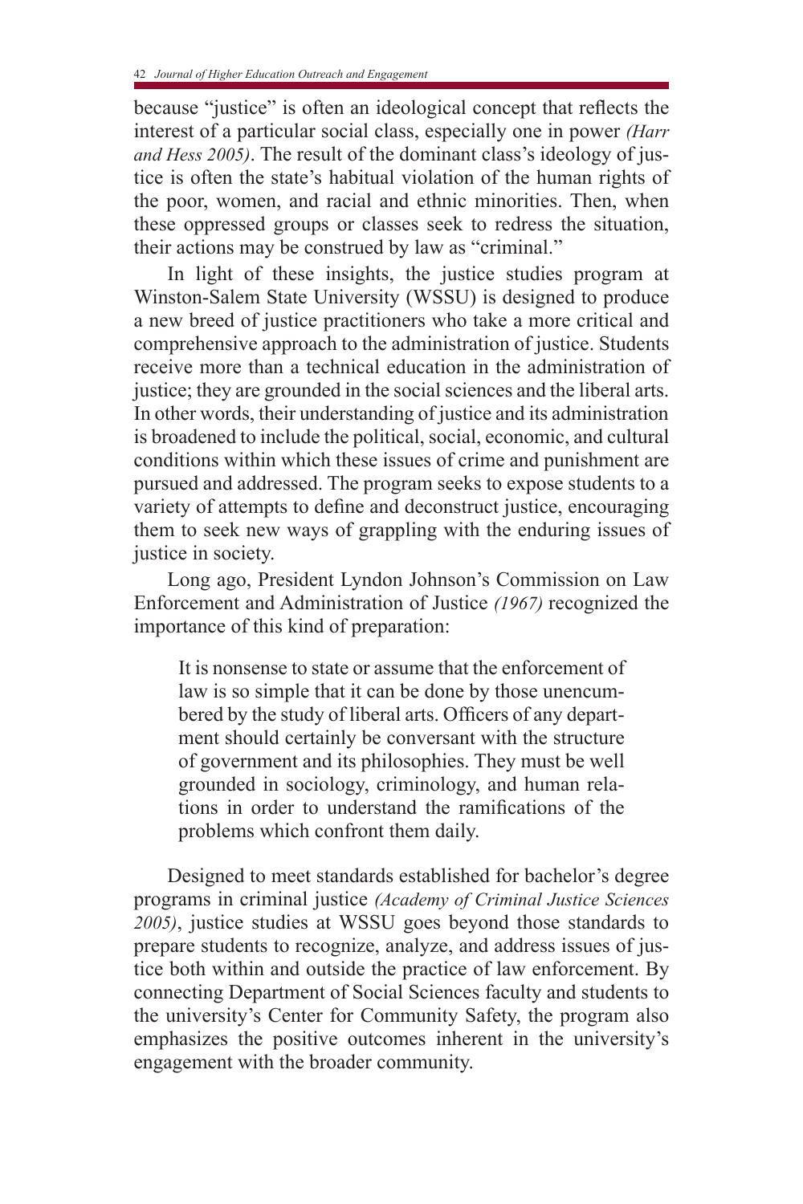because "justice" is often an ideological concept that reflects the interest of a particular social class, especially one in power *(Harr and Hess 2005)*. The result of the dominant class's ideology of justice is often the state's habitual violation of the human rights of the poor, women, and racial and ethnic minorities. Then, when these oppressed groups or classes seek to redress the situation, their actions may be construed by law as "criminal."

In light of these insights, the justice studies program at Winston-Salem State University (WSSU) is designed to produce a new breed of justice practitioners who take a more critical and comprehensive approach to the administration of justice. Students receive more than a technical education in the administration of justice; they are grounded in the social sciences and the liberal arts. In other words, their understanding of justice and its administration is broadened to include the political, social, economic, and cultural conditions within which these issues of crime and punishment are pursued and addressed. The program seeks to expose students to a variety of attempts to define and deconstruct justice, encouraging them to seek new ways of grappling with the enduring issues of justice in society.

Long ago, President Lyndon Johnson's Commission on Law Enforcement and Administration of Justice *(1967)* recognized the importance of this kind of preparation:

> It is nonsense to state or assume that the enforcement of law is so simple that it can be done by those unencumbered by the study of liberal arts. Officers of any department should certainly be conversant with the structure of government and its philosophies. They must be well grounded in sociology, criminology, and human relations in order to understand the ramifications of the problems which confront them daily.

Designed to meet standards established for bachelor's degree programs in criminal justice *(Academy of Criminal Justice Sciences 2005)*, justice studies at WSSU goes beyond those standards to prepare students to recognize, analyze, and address issues of justice both within and outside the practice of law enforcement. By connecting Department of Social Sciences faculty and students to the university's Center for Community Safety, the program also emphasizes the positive outcomes inherent in the university's engagement with the broader community.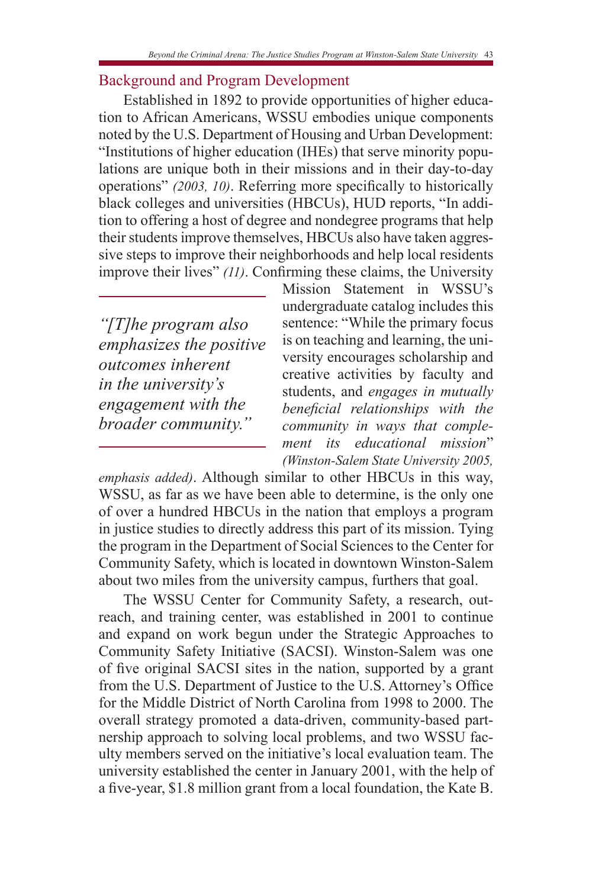## Background and Program Development

Established in 1892 to provide opportunities of higher education to African Americans, WSSU embodies unique components noted by the U.S. Department of Housing and Urban Development: "Institutions of higher education (IHEs) that serve minority populations are unique both in their missions and in their day-to-day operations" *(2003, 10)*. Referring more specifically to historically black colleges and universities (HBCUs), HUD reports, "In addition to offering a host of degree and nondegree programs that help their students improve themselves, HBCUs also have taken aggressive steps to improve their neighborhoods and help local residents improve their lives" *(11)*. Confirming these claims, the University Mission Statement in WSSU's undergraduate catalog includes this sentence: "While the primary focus is on teaching and learning, the university encourages scholarship and creative activities by faculty and students, and *engages in mutually beneficial relationships with the community in ways that complement its educational mission*" *(Winston-Salem State University 2005, emphasis added)*. Although similar to other HBCUs in this way, WSSU, as far as we have been able to determine, is the only one of over a hundred HBCUs in the nation that employs a program in justice studies to directly address this part of its mission. Tying the program in the Department of Social Sciences to the Center for Community Safety, which is located in downtown Winston-Salem about two miles from the university campus, furthers that goal.

> *"[T]he program also emphasizes the positive outcomes inherent in the university's engagement with the broader community."*

The WSSU Center for Community Safety, a research, outreach, and training center, was established in 2001 to continue and expand on work begun under the Strategic Approaches to Community Safety Initiative (SACSI). Winston-Salem was one of five original SACSI sites in the nation, supported by a grant from the U.S. Department of Justice to the U.S. Attorney's Office for the Middle District of North Carolina from 1998 to 2000. The overall strategy promoted a data-driven, community-based partnership approach to solving local problems, and two WSSU faculty members served on the initiative's local evaluation team. The university established the center in January 2001, with the help of a five-year, $1.8 million grant from a local foundation, the Kate B.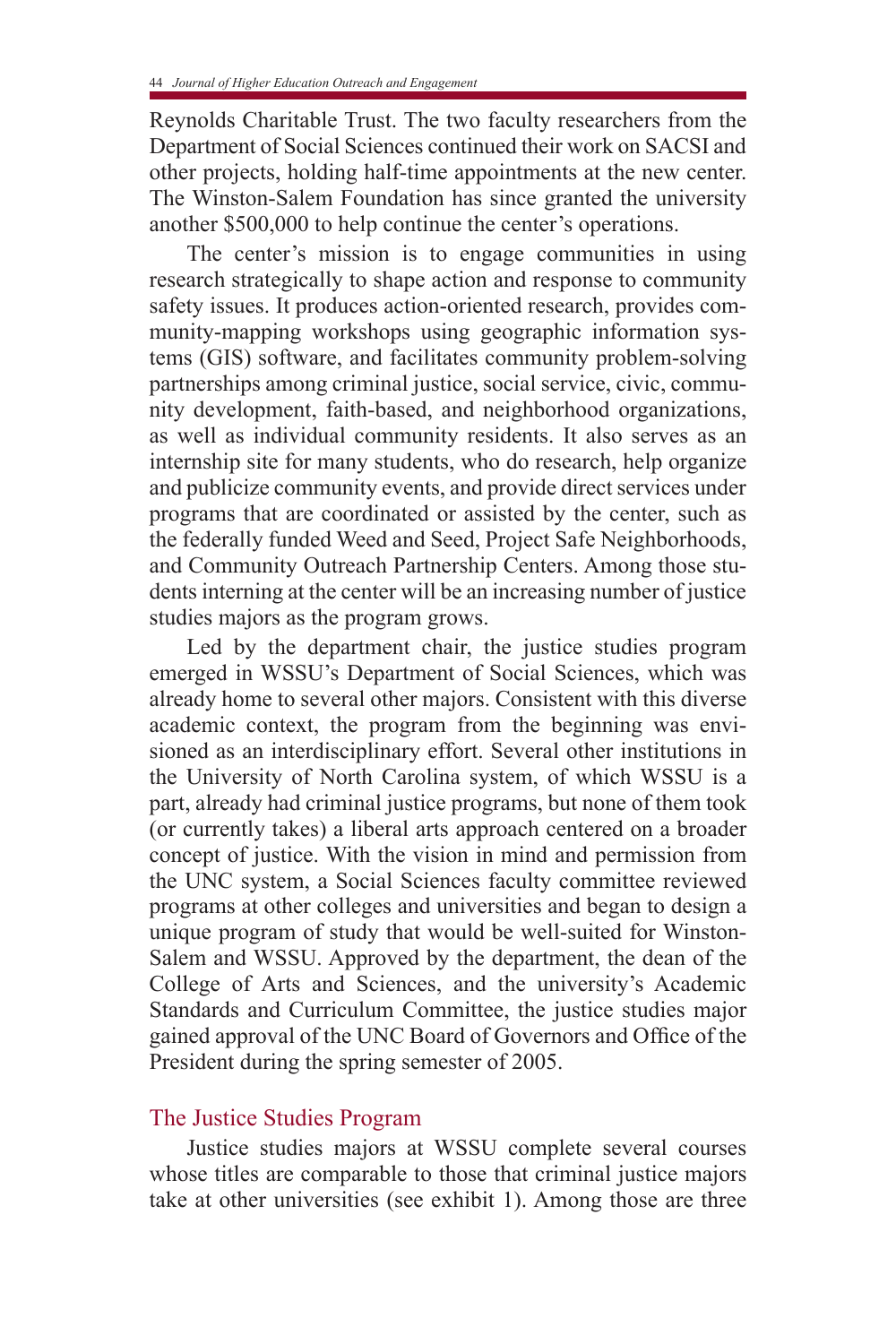Reynolds Charitable Trust. The two faculty researchers from the Department of Social Sciences continued their work on SACSI and other projects, holding half-time appointments at the new center. The Winston-Salem Foundation has since granted the university another $500,000 to help continue the center's operations.

The center's mission is to engage communities in using research strategically to shape action and response to community safety issues. It produces action-oriented research, provides community-mapping workshops using geographic information systems (GIS) software, and facilitates community problem-solving partnerships among criminal justice, social service, civic, community development, faith-based, and neighborhood organizations, as well as individual community residents. It also serves as an internship site for many students, who do research, help organize and publicize community events, and provide direct services under programs that are coordinated or assisted by the center, such as the federally funded Weed and Seed, Project Safe Neighborhoods, and Community Outreach Partnership Centers. Among those students interning at the center will be an increasing number of justice studies majors as the program grows.

Led by the department chair, the justice studies program emerged in WSSU's Department of Social Sciences, which was already home to several other majors. Consistent with this diverse academic context, the program from the beginning was envisioned as an interdisciplinary effort. Several other institutions in the University of North Carolina system, of which WSSU is a part, already had criminal justice programs, but none of them took (or currently takes) a liberal arts approach centered on a broader concept of justice. With the vision in mind and permission from the UNC system, a Social Sciences faculty committee reviewed programs at other colleges and universities and began to design a unique program of study that would be well-suited for Winston-Salem and WSSU. Approved by the department, the dean of the College of Arts and Sciences, and the university's Academic Standards and Curriculum Committee, the justice studies major gained approval of the UNC Board of Governors and Office of the President during the spring semester of 2005.

## The Justice Studies Program

Justice studies majors at WSSU complete several courses whose titles are comparable to those that criminal justice majors take at other universities (see exhibit 1). Among those are three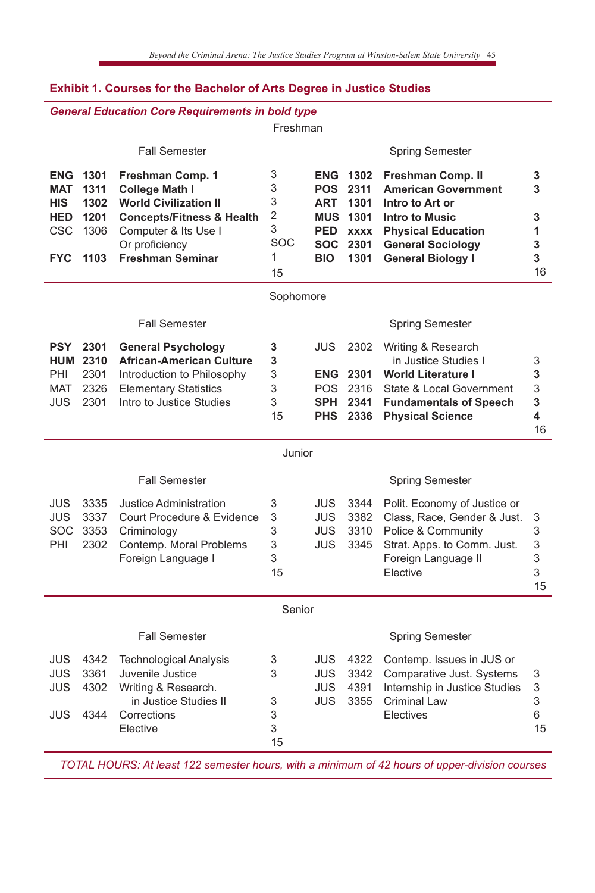### Exhibit 1. Courses for the Bachelor of Arts Degree in Justice Studies

*General Education Core Requirements in bold type*

**Freshman**

| Fall Semester | | | | Spring Semester | | | |
|---|---|---|---|---|---|---|---|
| **ENG** | **1301** | **Freshman Comp. 1** | 3 | **ENG** | **1302** | **Freshman Comp. II** | **3** |
| **MAT** | **1311** | **College Math I** | 3 | **POS** | **2311** | **American Government** | **3** |
| **HIS** | **1302** | **World Civilization II** | 3 | **ART** | **1301** | **Intro to Art or** | |
| **HED** | **1201** | **Concepts/Fitness & Health** | 2 | **MUS** | **1301** | **Intro to Music** | **3** |
| CSC | 1306 | Computer & Its Use I | 3 | **PED** | **xxxx** | **Physical Education** | **1** |
| | | Or proficiency | SOC | **SOC** | **2301** | **General Sociology** | **3** |
| **FYC** | **1103** | **Freshman Seminar** | 1 | **BIO** | **1301** | **General Biology I** | **3** |
| | | | 15 | | | | 16 |

**Sophomore**

| Fall Semester | | | | Spring Semester | | | |
|---|---|---|---|---|---|---|---|
| **PSY** | **2301** | **General Psychology** | **3** | JUS | 2302 | Writing & Research in Justice Studies I | 3 |
| **HUM** | **2310** | **African-American Culture** | **3** | **ENG** | **2301** | **World Literature I** | **3** |
| PHI | 2301 | Introduction to Philosophy | 3 | POS | 2316 | State & Local Government | 3 |
| MAT | 2326 | Elementary Statistics | 3 | **SPH** | **2341** | **Fundamentals of Speech** | **3** |
| JUS | 2301 | Intro to Justice Studies | 3 | **PHS** | **2336** | **Physical Science** | **4** |
| | | | 15 | | | | 16 |

**Junior**

| Fall Semester | | | | Spring Semester | | | |
|---|---|---|---|---|---|---|---|
| JUS | 3335 | Justice Administration | 3 | JUS | 3344 | Polit. Economy of Justice or | |
| JUS | 3337 | Court Procedure & Evidence | 3 | JUS | 3382 | Class, Race, Gender & Just. | 3 |
| SOC | 3353 | Criminology | 3 | JUS | 3310 | Police & Community | 3 |
| PHI | 2302 | Contemp. Moral Problems | 3 | JUS | 3345 | Strat. Apps. to Comm. Just. | 3 |
| | | Foreign Language I | 3 | | | Foreign Language II | 3 |
| | | | 15 | | | Elective | 3 |
| | | | | | | | 15 |

**Senior**

| Fall Semester | | | | Spring Semester | | | |
|---|---|---|---|---|---|---|---|
| JUS | 4342 | Technological Analysis | 3 | JUS | 4322 | Contemp. Issues in JUS or | |
| JUS | 3361 | Juvenile Justice | 3 | JUS | 3342 | Comparative Just. Systems | 3 |
| JUS | 4302 | Writing & Research. in Justice Studies II | 3 | JUS | 4391 | Internship in Justice Studies | 3 |
| JUS | 4344 | Corrections | 3 | JUS | 3355 | Criminal Law | 3 |
| | | Elective | 3 | | | Electives | 6 |
| | | | 15 | | | | 15 |

*TOTAL HOURS: At least 122 semester hours, with a minimum of 42 hours of upper-division courses*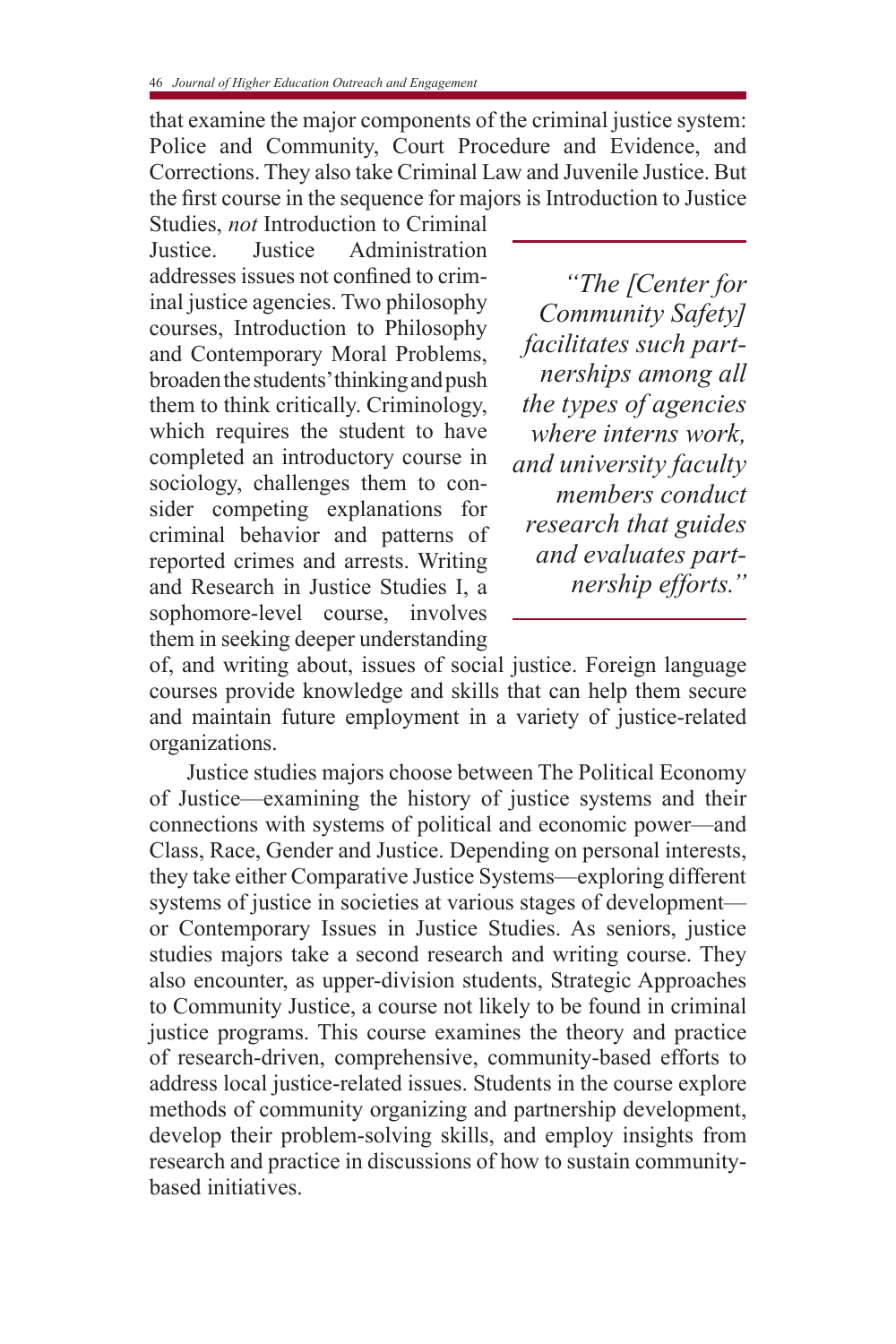that examine the major components of the criminal justice system: Police and Community, Court Procedure and Evidence, and Corrections. They also take Criminal Law and Juvenile Justice. But the first course in the sequence for majors is Introduction to Justice Studies, *not* Introduction to Criminal Justice. Justice Administration addresses issues not confined to criminal justice agencies. Two philosophy courses, Introduction to Philosophy and Contemporary Moral Problems, broaden the students' thinking and push them to think critically. Criminology, which requires the student to have completed an introductory course in sociology, challenges them to consider competing explanations for criminal behavior and patterns of reported crimes and arrests. Writing and Research in Justice Studies I, a sophomore-level course, involves them in seeking deeper understanding of, and writing about, issues of social justice. Foreign language courses provide knowledge and skills that can help them secure and maintain future employment in a variety of justice-related organizations.

> *"The [Center for Community Safety] facilitates such partnerships among all the types of agencies where interns work, and university faculty members conduct research that guides and evaluates partnership efforts."*

Justice studies majors choose between The Political Economy of Justice—examining the history of justice systems and their connections with systems of political and economic power—and Class, Race, Gender and Justice. Depending on personal interests, they take either Comparative Justice Systems—exploring different systems of justice in societies at various stages of development—or Contemporary Issues in Justice Studies. As seniors, justice studies majors take a second research and writing course. They also encounter, as upper-division students, Strategic Approaches to Community Justice, a course not likely to be found in criminal justice programs. This course examines the theory and practice of research-driven, comprehensive, community-based efforts to address local justice-related issues. Students in the course explore methods of community organizing and partnership development, develop their problem-solving skills, and employ insights from research and practice in discussions of how to sustain community-based initiatives.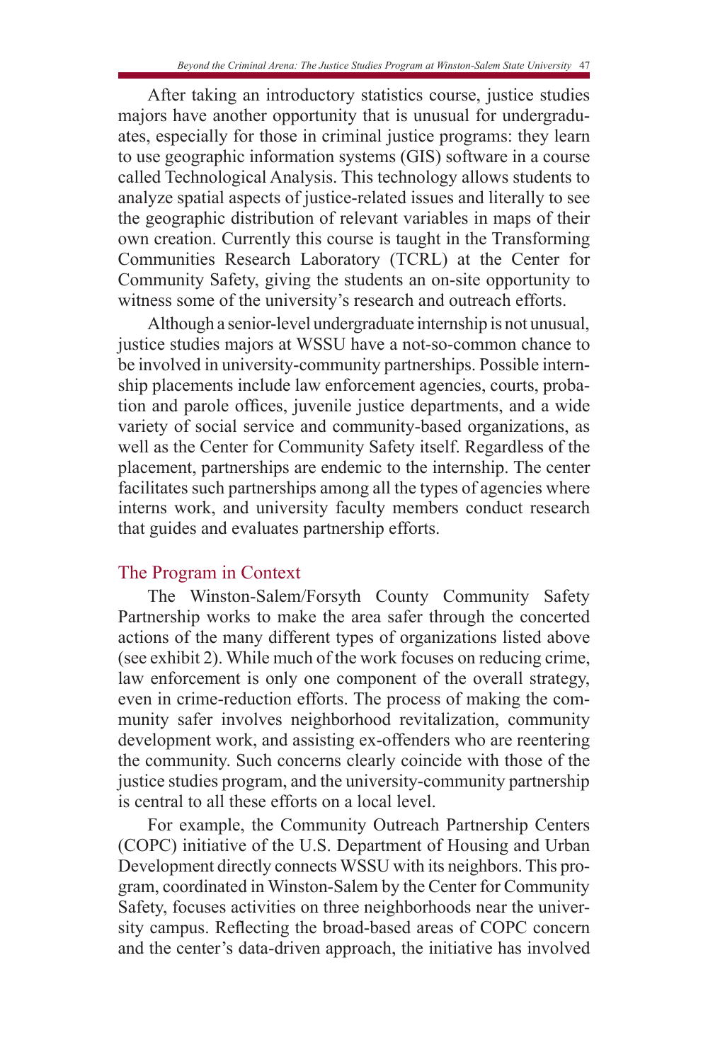After taking an introductory statistics course, justice studies majors have another opportunity that is unusual for undergraduates, especially for those in criminal justice programs: they learn to use geographic information systems (GIS) software in a course called Technological Analysis. This technology allows students to analyze spatial aspects of justice-related issues and literally to see the geographic distribution of relevant variables in maps of their own creation. Currently this course is taught in the Transforming Communities Research Laboratory (TCRL) at the Center for Community Safety, giving the students an on-site opportunity to witness some of the university's research and outreach efforts.

Although a senior-level undergraduate internship is not unusual, justice studies majors at WSSU have a not-so-common chance to be involved in university-community partnerships. Possible internship placements include law enforcement agencies, courts, probation and parole offices, juvenile justice departments, and a wide variety of social service and community-based organizations, as well as the Center for Community Safety itself. Regardless of the placement, partnerships are endemic to the internship. The center facilitates such partnerships among all the types of agencies where interns work, and university faculty members conduct research that guides and evaluates partnership efforts.

## The Program in Context

The Winston-Salem/Forsyth County Community Safety Partnership works to make the area safer through the concerted actions of the many different types of organizations listed above (see exhibit 2). While much of the work focuses on reducing crime, law enforcement is only one component of the overall strategy, even in crime-reduction efforts. The process of making the community safer involves neighborhood revitalization, community development work, and assisting ex-offenders who are reentering the community. Such concerns clearly coincide with those of the justice studies program, and the university-community partnership is central to all these efforts on a local level.

For example, the Community Outreach Partnership Centers (COPC) initiative of the U.S. Department of Housing and Urban Development directly connects WSSU with its neighbors. This program, coordinated in Winston-Salem by the Center for Community Safety, focuses activities on three neighborhoods near the university campus. Reflecting the broad-based areas of COPC concern and the center's data-driven approach, the initiative has involved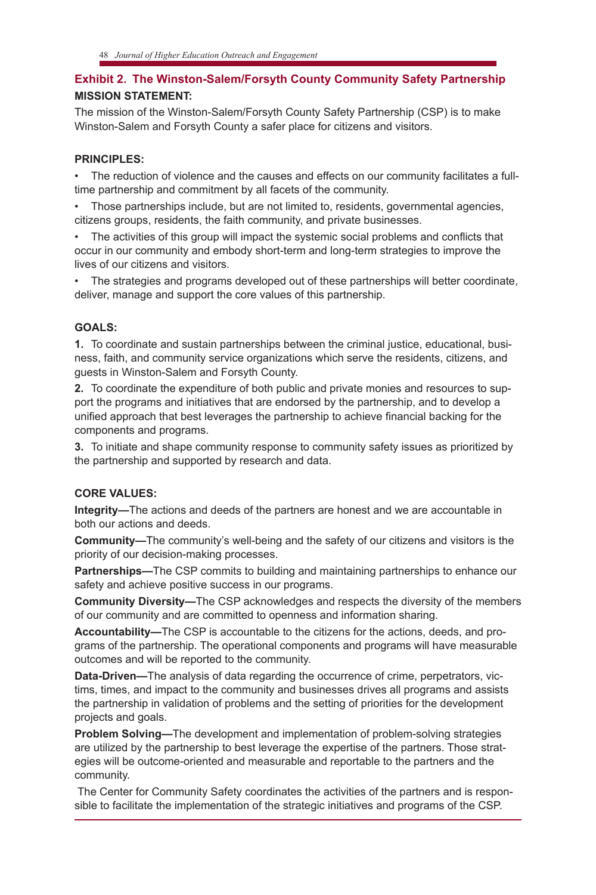## Exhibit 2. The Winston-Salem/Forsyth County Community Safety Partnership

**MISSION STATEMENT:**

The mission of the Winston-Salem/Forsyth County Safety Partnership (CSP) is to make Winston-Salem and Forsyth County a safer place for citizens and visitors.

**PRINCIPLES:**

- The reduction of violence and the causes and effects on our community facilitates a full-time partnership and commitment by all facets of the community.
- Those partnerships include, but are not limited to, residents, governmental agencies, citizens groups, residents, the faith community, and private businesses.
- The activities of this group will impact the systemic social problems and conflicts that occur in our community and embody short-term and long-term strategies to improve the lives of our citizens and visitors.
- The strategies and programs developed out of these partnerships will better coordinate, deliver, manage and support the core values of this partnership.

**GOALS:**

**1.** To coordinate and sustain partnerships between the criminal justice, educational, business, faith, and community service organizations which serve the residents, citizens, and guests in Winston-Salem and Forsyth County.

**2.** To coordinate the expenditure of both public and private monies and resources to support the programs and initiatives that are endorsed by the partnership, and to develop a unified approach that best leverages the partnership to achieve financial backing for the components and programs.

**3.** To initiate and shape community response to community safety issues as prioritized by the partnership and supported by research and data.

**CORE VALUES:**

**Integrity—**The actions and deeds of the partners are honest and we are accountable in both our actions and deeds.

**Community—**The community's well-being and the safety of our citizens and visitors is the priority of our decision-making processes.

**Partnerships—**The CSP commits to building and maintaining partnerships to enhance our safety and achieve positive success in our programs.

**Community Diversity—**The CSP acknowledges and respects the diversity of the members of our community and are committed to openness and information sharing.

**Accountability—**The CSP is accountable to the citizens for the actions, deeds, and programs of the partnership. The operational components and programs will have measurable outcomes and will be reported to the community.

**Data-Driven—**The analysis of data regarding the occurrence of crime, perpetrators, victims, times, and impact to the community and businesses drives all programs and assists the partnership in validation of problems and the setting of priorities for the development projects and goals.

**Problem Solving—**The development and implementation of problem-solving strategies are utilized by the partnership to best leverage the expertise of the partners. Those strategies will be outcome-oriented and measurable and reportable to the partners and the community.

The Center for Community Safety coordinates the activities of the partners and is responsible to facilitate the implementation of the strategic initiatives and programs of the CSP.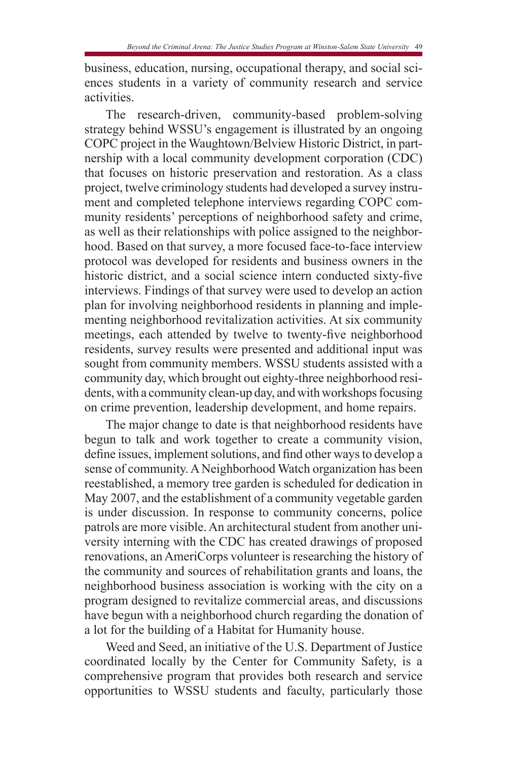business, education, nursing, occupational therapy, and social sciences students in a variety of community research and service activities.

The research-driven, community-based problem-solving strategy behind WSSU's engagement is illustrated by an ongoing COPC project in the Waughtown/Belview Historic District, in partnership with a local community development corporation (CDC) that focuses on historic preservation and restoration. As a class project, twelve criminology students had developed a survey instrument and completed telephone interviews regarding COPC community residents' perceptions of neighborhood safety and crime, as well as their relationships with police assigned to the neighborhood. Based on that survey, a more focused face-to-face interview protocol was developed for residents and business owners in the historic district, and a social science intern conducted sixty-five interviews. Findings of that survey were used to develop an action plan for involving neighborhood residents in planning and implementing neighborhood revitalization activities. At six community meetings, each attended by twelve to twenty-five neighborhood residents, survey results were presented and additional input was sought from community members. WSSU students assisted with a community day, which brought out eighty-three neighborhood residents, with a community clean-up day, and with workshops focusing on crime prevention, leadership development, and home repairs.

The major change to date is that neighborhood residents have begun to talk and work together to create a community vision, define issues, implement solutions, and find other ways to develop a sense of community. A Neighborhood Watch organization has been reestablished, a memory tree garden is scheduled for dedication in May 2007, and the establishment of a community vegetable garden is under discussion. In response to community concerns, police patrols are more visible. An architectural student from another university interning with the CDC has created drawings of proposed renovations, an AmeriCorps volunteer is researching the history of the community and sources of rehabilitation grants and loans, the neighborhood business association is working with the city on a program designed to revitalize commercial areas, and discussions have begun with a neighborhood church regarding the donation of a lot for the building of a Habitat for Humanity house.

Weed and Seed, an initiative of the U.S. Department of Justice coordinated locally by the Center for Community Safety, is a comprehensive program that provides both research and service opportunities to WSSU students and faculty, particularly those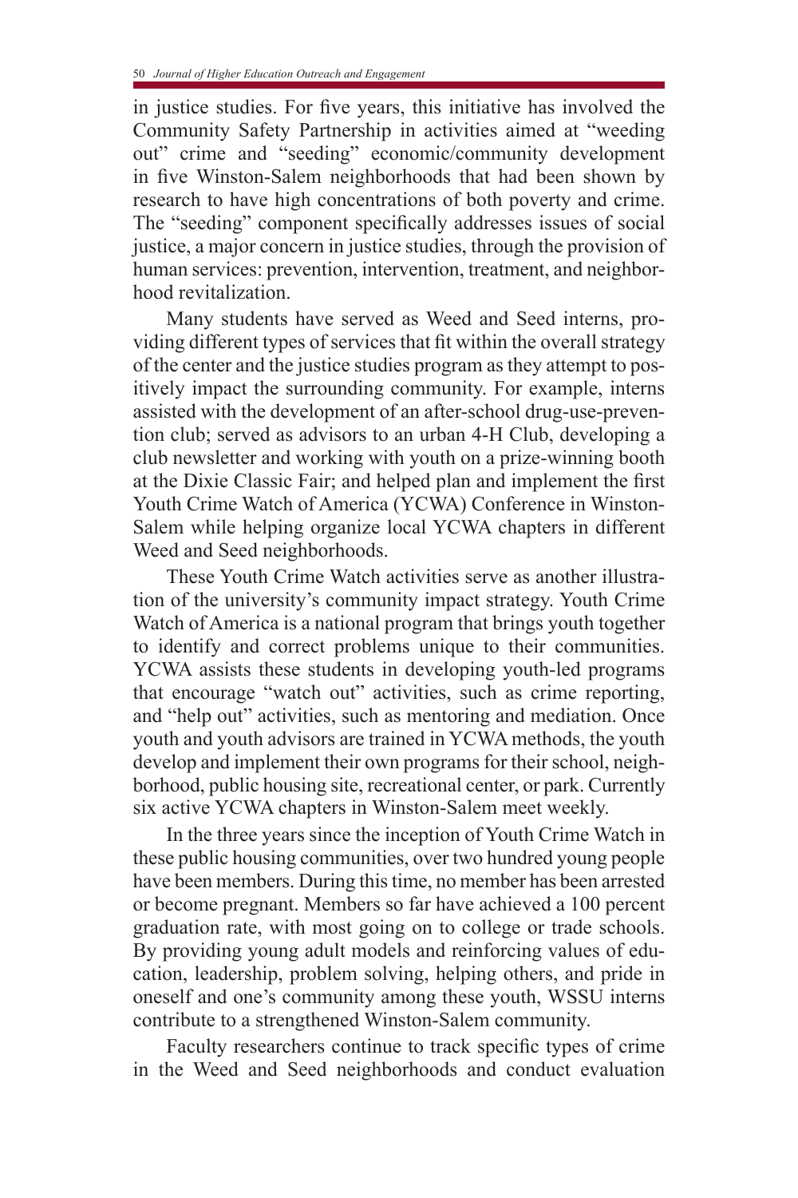in justice studies. For five years, this initiative has involved the Community Safety Partnership in activities aimed at "weeding out" crime and "seeding" economic/community development in five Winston-Salem neighborhoods that had been shown by research to have high concentrations of both poverty and crime. The "seeding" component specifically addresses issues of social justice, a major concern in justice studies, through the provision of human services: prevention, intervention, treatment, and neighborhood revitalization.

Many students have served as Weed and Seed interns, providing different types of services that fit within the overall strategy of the center and the justice studies program as they attempt to positively impact the surrounding community. For example, interns assisted with the development of an after-school drug-use-prevention club; served as advisors to an urban 4-H Club, developing a club newsletter and working with youth on a prize-winning booth at the Dixie Classic Fair; and helped plan and implement the first Youth Crime Watch of America (YCWA) Conference in Winston-Salem while helping organize local YCWA chapters in different Weed and Seed neighborhoods.

These Youth Crime Watch activities serve as another illustration of the university's community impact strategy. Youth Crime Watch of America is a national program that brings youth together to identify and correct problems unique to their communities. YCWA assists these students in developing youth-led programs that encourage "watch out" activities, such as crime reporting, and "help out" activities, such as mentoring and mediation. Once youth and youth advisors are trained in YCWA methods, the youth develop and implement their own programs for their school, neighborhood, public housing site, recreational center, or park. Currently six active YCWA chapters in Winston-Salem meet weekly.

In the three years since the inception of Youth Crime Watch in these public housing communities, over two hundred young people have been members. During this time, no member has been arrested or become pregnant. Members so far have achieved a 100 percent graduation rate, with most going on to college or trade schools. By providing young adult models and reinforcing values of education, leadership, problem solving, helping others, and pride in oneself and one's community among these youth, WSSU interns contribute to a strengthened Winston-Salem community.

Faculty researchers continue to track specific types of crime in the Weed and Seed neighborhoods and conduct evaluation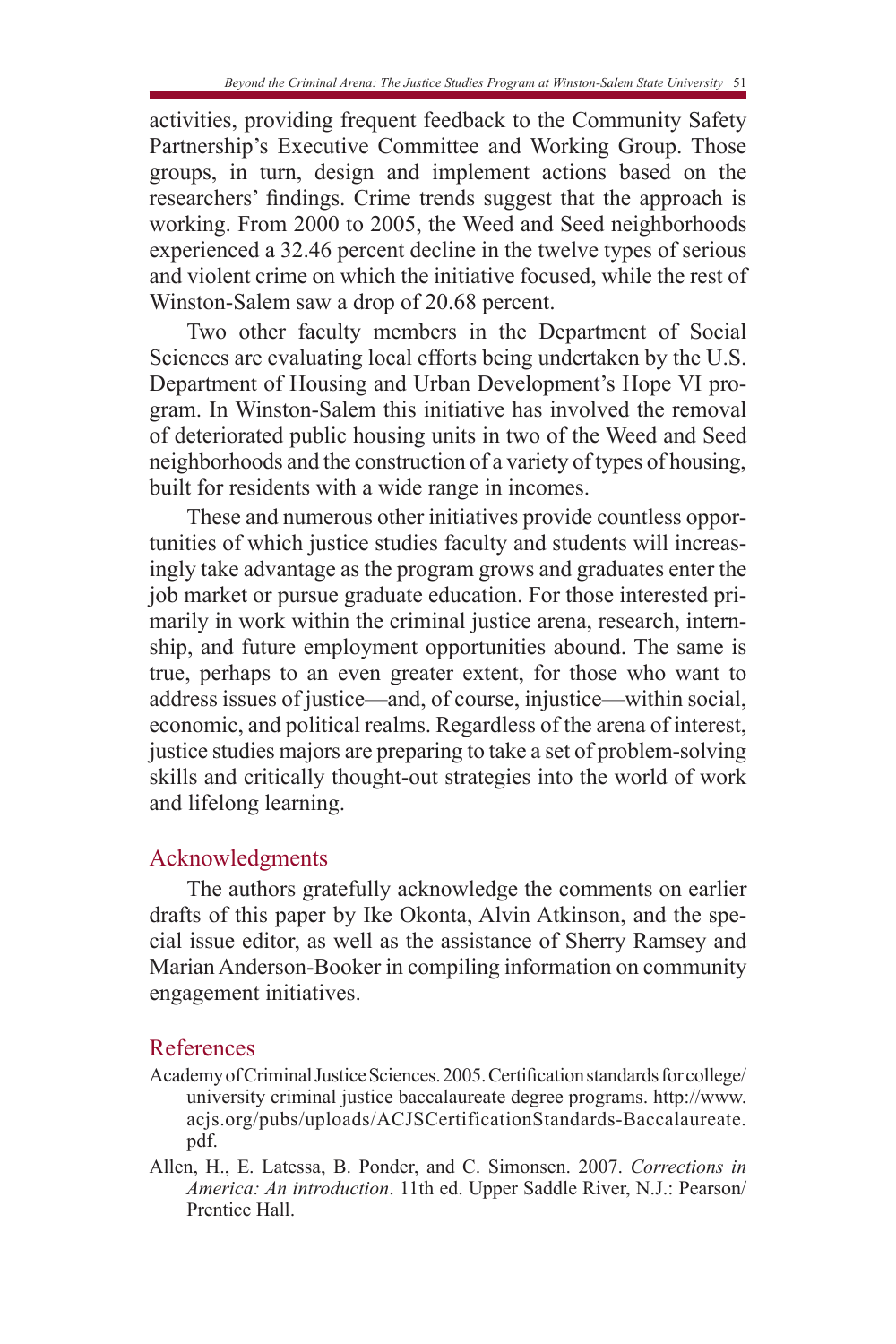activities, providing frequent feedback to the Community Safety Partnership's Executive Committee and Working Group. Those groups, in turn, design and implement actions based on the researchers' findings. Crime trends suggest that the approach is working. From 2000 to 2005, the Weed and Seed neighborhoods experienced a 32.46 percent decline in the twelve types of serious and violent crime on which the initiative focused, while the rest of Winston-Salem saw a drop of 20.68 percent.

Two other faculty members in the Department of Social Sciences are evaluating local efforts being undertaken by the U.S. Department of Housing and Urban Development's Hope VI program. In Winston-Salem this initiative has involved the removal of deteriorated public housing units in two of the Weed and Seed neighborhoods and the construction of a variety of types of housing, built for residents with a wide range in incomes.

These and numerous other initiatives provide countless opportunities of which justice studies faculty and students will increasingly take advantage as the program grows and graduates enter the job market or pursue graduate education. For those interested primarily in work within the criminal justice arena, research, internship, and future employment opportunities abound. The same is true, perhaps to an even greater extent, for those who want to address issues of justice—and, of course, injustice—within social, economic, and political realms. Regardless of the arena of interest, justice studies majors are preparing to take a set of problem-solving skills and critically thought-out strategies into the world of work and lifelong learning.

## Acknowledgments

The authors gratefully acknowledge the comments on earlier drafts of this paper by Ike Okonta, Alvin Atkinson, and the special issue editor, as well as the assistance of Sherry Ramsey and Marian Anderson-Booker in compiling information on community engagement initiatives.

## References

Academy of Criminal Justice Sciences. 2005. Certification standards for college/university criminal justice baccalaureate degree programs. http://www.acjs.org/pubs/uploads/ACJSCertificationStandards-Baccalaureate.pdf.

Allen, H., E. Latessa, B. Ponder, and C. Simonsen. 2007. *Corrections in America: An introduction*. 11th ed. Upper Saddle River, N.J.: Pearson/Prentice Hall.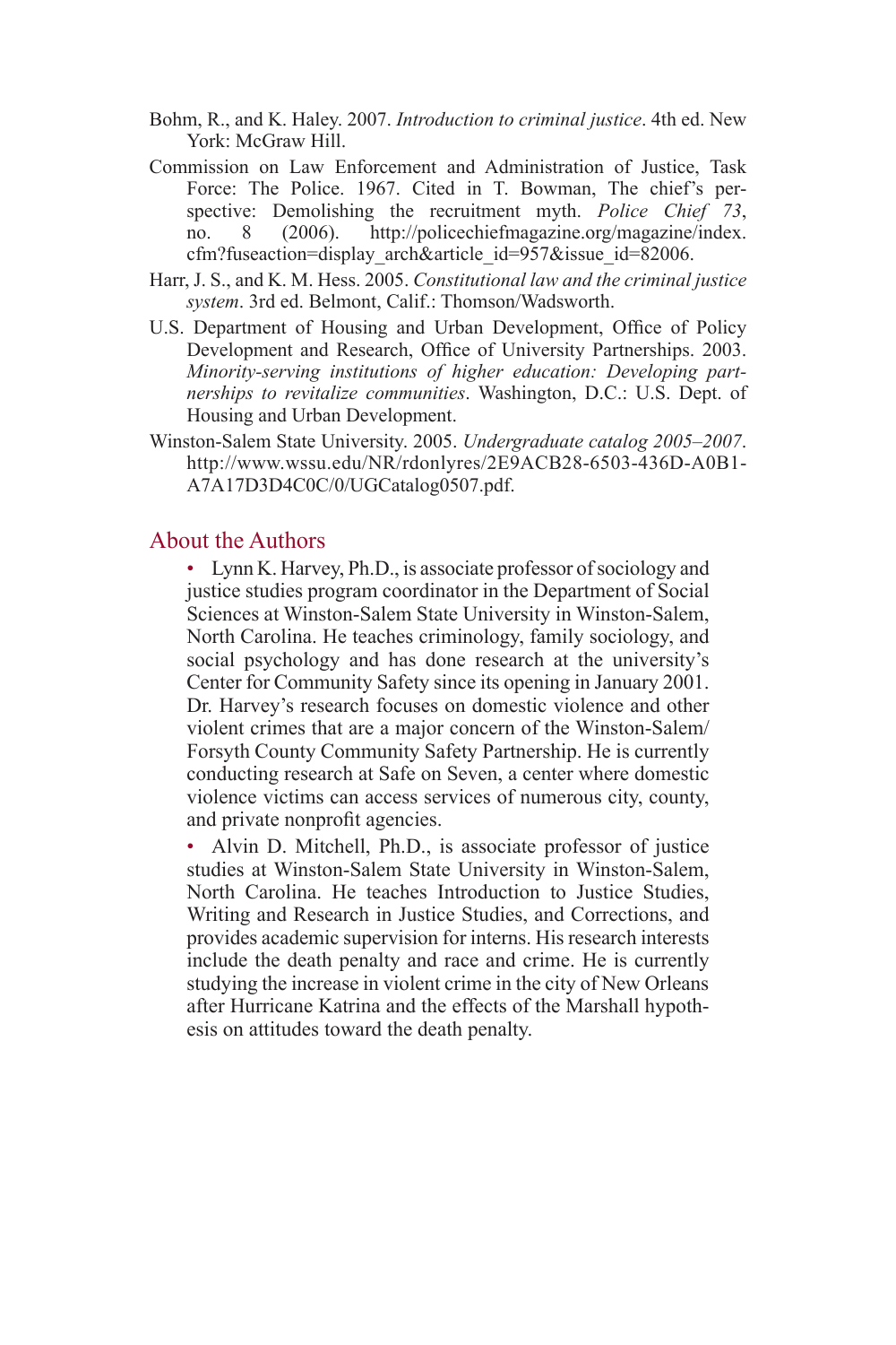Bohm, R., and K. Haley. 2007. *Introduction to criminal justice*. 4th ed. New York: McGraw Hill.

Commission on Law Enforcement and Administration of Justice, Task Force: The Police. 1967. Cited in T. Bowman, The chief's perspective: Demolishing the recruitment myth. *Police Chief 73*, no. 8 (2006). http://policechiefmagazine.org/magazine/index.cfm?fuseaction=display_arch&article_id=957&issue_id=82006.

Harr, J. S., and K. M. Hess. 2005. *Constitutional law and the criminal justice system*. 3rd ed. Belmont, Calif.: Thomson/Wadsworth.

U.S. Department of Housing and Urban Development, Office of Policy Development and Research, Office of University Partnerships. 2003. *Minority-serving institutions of higher education: Developing partnerships to revitalize communities*. Washington, D.C.: U.S. Dept. of Housing and Urban Development.

Winston-Salem State University. 2005. *Undergraduate catalog 2005–2007*. http://www.wssu.edu/NR/rdonlyres/2E9ACB28-6503-436D-A0B1-A7A17D3D4C0C/0/UGCatalog0507.pdf.

## About the Authors

- Lynn K. Harvey, Ph.D., is associate professor of sociology and justice studies program coordinator in the Department of Social Sciences at Winston-Salem State University in Winston-Salem, North Carolina. He teaches criminology, family sociology, and social psychology and has done research at the university's Center for Community Safety since its opening in January 2001. Dr. Harvey's research focuses on domestic violence and other violent crimes that are a major concern of the Winston-Salem/Forsyth County Community Safety Partnership. He is currently conducting research at Safe on Seven, a center where domestic violence victims can access services of numerous city, county, and private nonprofit agencies.
- Alvin D. Mitchell, Ph.D., is associate professor of justice studies at Winston-Salem State University in Winston-Salem, North Carolina. He teaches Introduction to Justice Studies, Writing and Research in Justice Studies, and Corrections, and provides academic supervision for interns. His research interests include the death penalty and race and crime. He is currently studying the increase in violent crime in the city of New Orleans after Hurricane Katrina and the effects of the Marshall hypothesis on attitudes toward the death penalty.